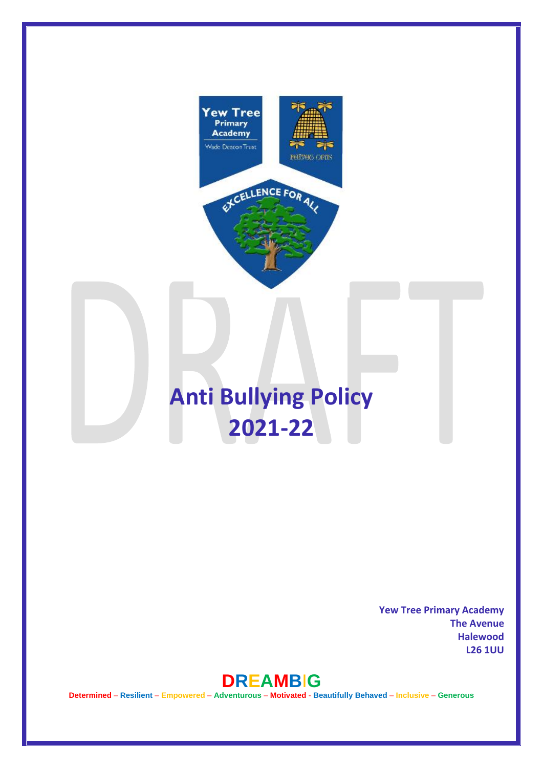# Anti Bullying Policy 2021-22

**Yew Tree Primary Academy**
**The Avenue**
**Halewood**
**L26 1UU**

**DREAMBIG**

**Determined – Resilient – Empowered – Adventurous – Motivated - Beautifully Behaved – Inclusive – Generous**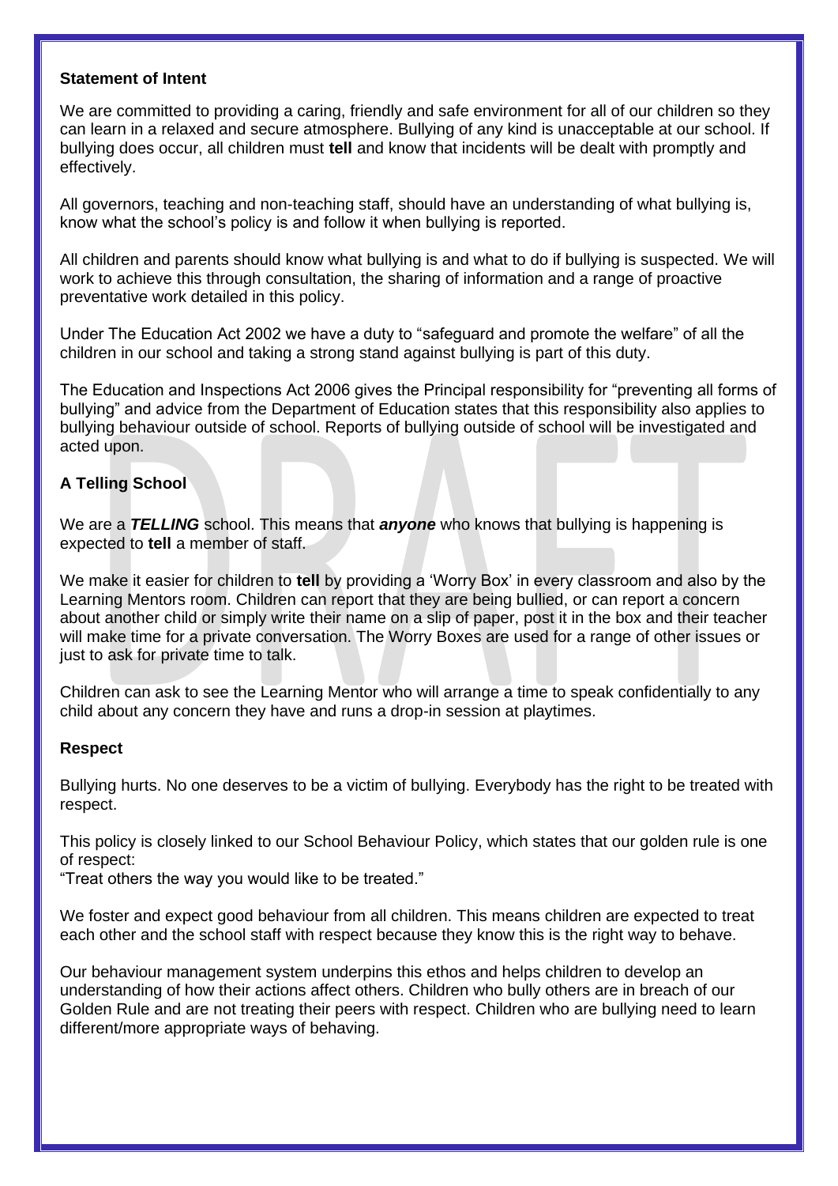**Statement of Intent**

We are committed to providing a caring, friendly and safe environment for all of our children so they can learn in a relaxed and secure atmosphere. Bullying of any kind is unacceptable at our school. If bullying does occur, all children must **tell** and know that incidents will be dealt with promptly and effectively.

All governors, teaching and non-teaching staff, should have an understanding of what bullying is, know what the school's policy is and follow it when bullying is reported.

All children and parents should know what bullying is and what to do if bullying is suspected. We will work to achieve this through consultation, the sharing of information and a range of proactive preventative work detailed in this policy.

Under The Education Act 2002 we have a duty to "safeguard and promote the welfare" of all the children in our school and taking a strong stand against bullying is part of this duty.

The Education and Inspections Act 2006 gives the Principal responsibility for "preventing all forms of bullying" and advice from the Department of Education states that this responsibility also applies to bullying behaviour outside of school. Reports of bullying outside of school will be investigated and acted upon.

**A Telling School**

We are a ***TELLING*** school. This means that ***anyone*** who knows that bullying is happening is expected to **tell** a member of staff.

We make it easier for children to **tell** by providing a 'Worry Box' in every classroom and also by the Learning Mentors room. Children can report that they are being bullied, or can report a concern about another child or simply write their name on a slip of paper, post it in the box and their teacher will make time for a private conversation. The Worry Boxes are used for a range of other issues or just to ask for private time to talk.

Children can ask to see the Learning Mentor who will arrange a time to speak confidentially to any child about any concern they have and runs a drop-in session at playtimes.

**Respect**

Bullying hurts. No one deserves to be a victim of bullying. Everybody has the right to be treated with respect.

This policy is closely linked to our School Behaviour Policy, which states that our golden rule is one of respect:
"Treat others the way you would like to be treated."

We foster and expect good behaviour from all children. This means children are expected to treat each other and the school staff with respect because they know this is the right way to behave.

Our behaviour management system underpins this ethos and helps children to develop an understanding of how their actions affect others. Children who bully others are in breach of our Golden Rule and are not treating their peers with respect. Children who are bullying need to learn different/more appropriate ways of behaving.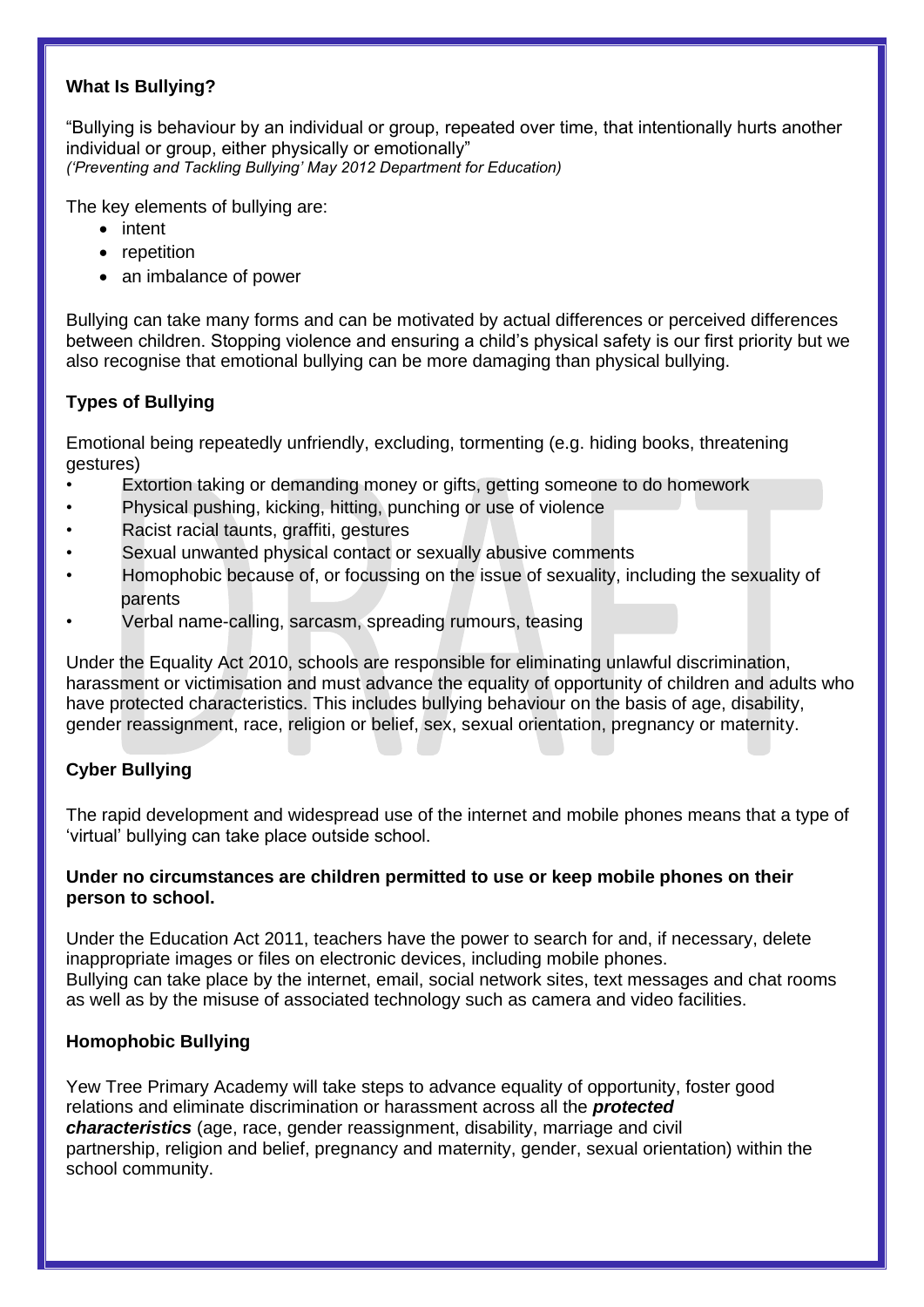**What Is Bullying?**

"Bullying is behaviour by an individual or group, repeated over time, that intentionally hurts another individual or group, either physically or emotionally"
*('Preventing and Tackling Bullying' May 2012 Department for Education)*

The key elements of bullying are:

- intent
- repetition
- an imbalance of power

Bullying can take many forms and can be motivated by actual differences or perceived differences between children. Stopping violence and ensuring a child's physical safety is our first priority but we also recognise that emotional bullying can be more damaging than physical bullying.

**Types of Bullying**

Emotional being repeatedly unfriendly, excluding, tormenting (e.g. hiding books, threatening gestures)

- Extortion taking or demanding money or gifts, getting someone to do homework
- Physical pushing, kicking, hitting, punching or use of violence
- Racist racial taunts, graffiti, gestures
- Sexual unwanted physical contact or sexually abusive comments
- Homophobic because of, or focussing on the issue of sexuality, including the sexuality of parents
- Verbal name-calling, sarcasm, spreading rumours, teasing

Under the Equality Act 2010, schools are responsible for eliminating unlawful discrimination, harassment or victimisation and must advance the equality of opportunity of children and adults who have protected characteristics. This includes bullying behaviour on the basis of age, disability, gender reassignment, race, religion or belief, sex, sexual orientation, pregnancy or maternity.

**Cyber Bullying**

The rapid development and widespread use of the internet and mobile phones means that a type of 'virtual' bullying can take place outside school.

**Under no circumstances are children permitted to use or keep mobile phones on their person to school.**

Under the Education Act 2011, teachers have the power to search for and, if necessary, delete inappropriate images or files on electronic devices, including mobile phones.
Bullying can take place by the internet, email, social network sites, text messages and chat rooms as well as by the misuse of associated technology such as camera and video facilities.

**Homophobic Bullying**

Yew Tree Primary Academy will take steps to advance equality of opportunity, foster good relations and eliminate discrimination or harassment across all the ***protected characteristics*** (age, race, gender reassignment, disability, marriage and civil partnership, religion and belief, pregnancy and maternity, gender, sexual orientation) within the school community.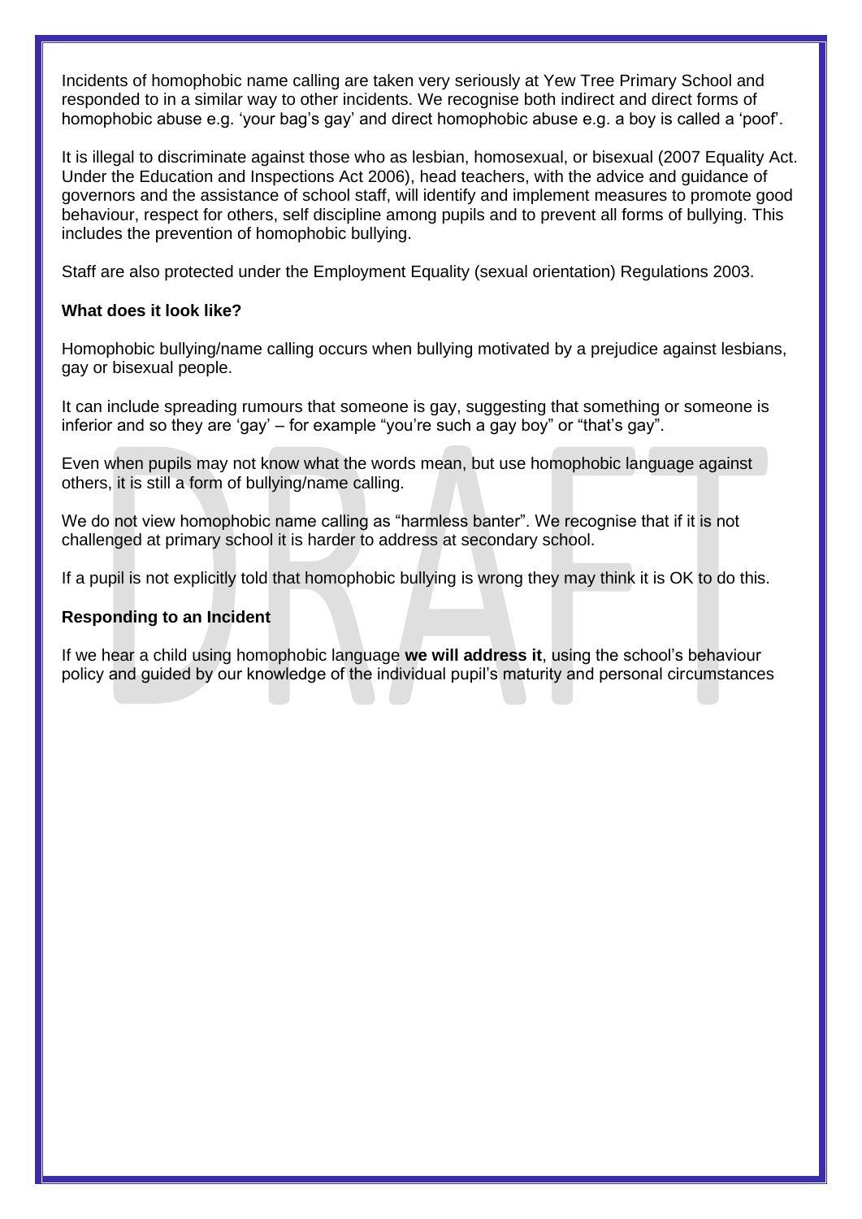Incidents of homophobic name calling are taken very seriously at Yew Tree Primary School and responded to in a similar way to other incidents. We recognise both indirect and direct forms of homophobic abuse e.g. 'your bag's gay' and direct homophobic abuse e.g. a boy is called a 'poof'.

It is illegal to discriminate against those who as lesbian, homosexual, or bisexual (2007 Equality Act. Under the Education and Inspections Act 2006), head teachers, with the advice and guidance of governors and the assistance of school staff, will identify and implement measures to promote good behaviour, respect for others, self discipline among pupils and to prevent all forms of bullying. This includes the prevention of homophobic bullying.

Staff are also protected under the Employment Equality (sexual orientation) Regulations 2003.

**What does it look like?**

Homophobic bullying/name calling occurs when bullying motivated by a prejudice against lesbians, gay or bisexual people.

It can include spreading rumours that someone is gay, suggesting that something or someone is inferior and so they are 'gay' – for example "you're such a gay boy" or "that's gay".

Even when pupils may not know what the words mean, but use homophobic language against others, it is still a form of bullying/name calling.

We do not view homophobic name calling as "harmless banter". We recognise that if it is not challenged at primary school it is harder to address at secondary school.

If a pupil is not explicitly told that homophobic bullying is wrong they may think it is OK to do this.

**Responding to an Incident**

If we hear a child using homophobic language **we will address it**, using the school's behaviour policy and guided by our knowledge of the individual pupil's maturity and personal circumstances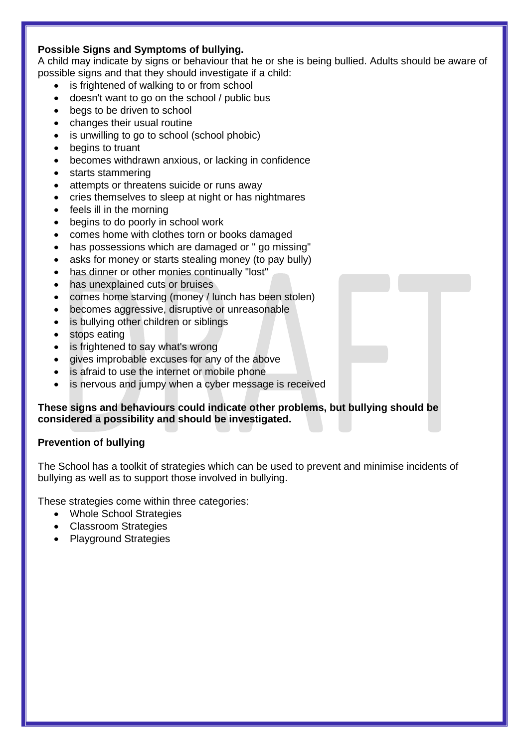**Possible Signs and Symptoms of bullying.**

A child may indicate by signs or behaviour that he or she is being bullied. Adults should be aware of possible signs and that they should investigate if a child:

- is frightened of walking to or from school
- doesn't want to go on the school / public bus
- begs to be driven to school
- changes their usual routine
- is unwilling to go to school (school phobic)
- begins to truant
- becomes withdrawn anxious, or lacking in confidence
- starts stammering
- attempts or threatens suicide or runs away
- cries themselves to sleep at night or has nightmares
- feels ill in the morning
- begins to do poorly in school work
- comes home with clothes torn or books damaged
- has possessions which are damaged or " go missing"
- asks for money or starts stealing money (to pay bully)
- has dinner or other monies continually "lost"
- has unexplained cuts or bruises
- comes home starving (money / lunch has been stolen)
- becomes aggressive, disruptive or unreasonable
- is bullying other children or siblings
- stops eating
- is frightened to say what's wrong
- gives improbable excuses for any of the above
- is afraid to use the internet or mobile phone
- is nervous and jumpy when a cyber message is received

**These signs and behaviours could indicate other problems, but bullying should be considered a possibility and should be investigated.**

**Prevention of bullying**

The School has a toolkit of strategies which can be used to prevent and minimise incidents of bullying as well as to support those involved in bullying.

These strategies come within three categories:

- Whole School Strategies
- Classroom Strategies
- Playground Strategies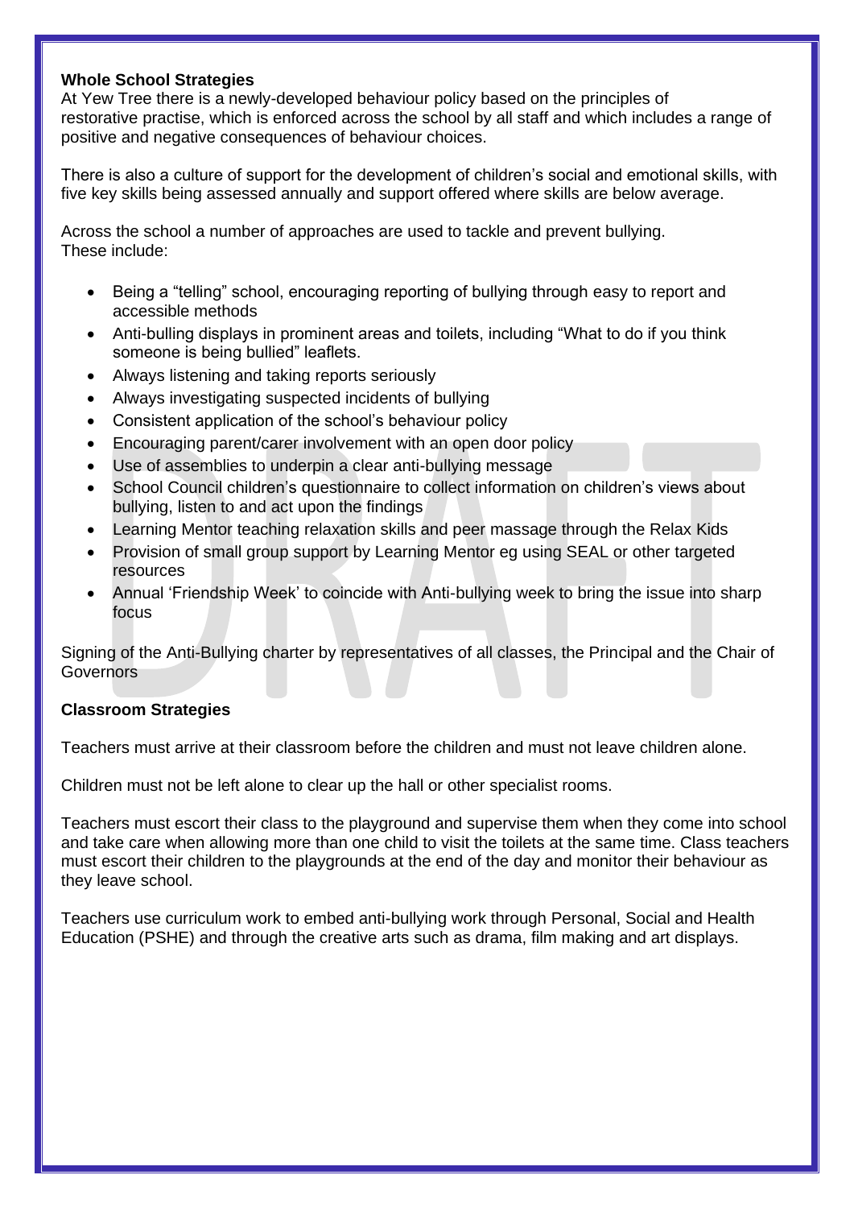**Whole School Strategies**

At Yew Tree there is a newly-developed behaviour policy based on the principles of restorative practise, which is enforced across the school by all staff and which includes a range of positive and negative consequences of behaviour choices.

There is also a culture of support for the development of children's social and emotional skills, with five key skills being assessed annually and support offered where skills are below average.

Across the school a number of approaches are used to tackle and prevent bullying. These include:

- Being a "telling" school, encouraging reporting of bullying through easy to report and accessible methods
- Anti-bulling displays in prominent areas and toilets, including "What to do if you think someone is being bullied" leaflets.
- Always listening and taking reports seriously
- Always investigating suspected incidents of bullying
- Consistent application of the school's behaviour policy
- Encouraging parent/carer involvement with an open door policy
- Use of assemblies to underpin a clear anti-bullying message
- School Council children's questionnaire to collect information on children's views about bullying, listen to and act upon the findings
- Learning Mentor teaching relaxation skills and peer massage through the Relax Kids
- Provision of small group support by Learning Mentor eg using SEAL or other targeted resources
- Annual 'Friendship Week' to coincide with Anti-bullying week to bring the issue into sharp focus

Signing of the Anti-Bullying charter by representatives of all classes, the Principal and the Chair of Governors

**Classroom Strategies**

Teachers must arrive at their classroom before the children and must not leave children alone.

Children must not be left alone to clear up the hall or other specialist rooms.

Teachers must escort their class to the playground and supervise them when they come into school and take care when allowing more than one child to visit the toilets at the same time. Class teachers must escort their children to the playgrounds at the end of the day and monitor their behaviour as they leave school.

Teachers use curriculum work to embed anti-bullying work through Personal, Social and Health Education (PSHE) and through the creative arts such as drama, film making and art displays.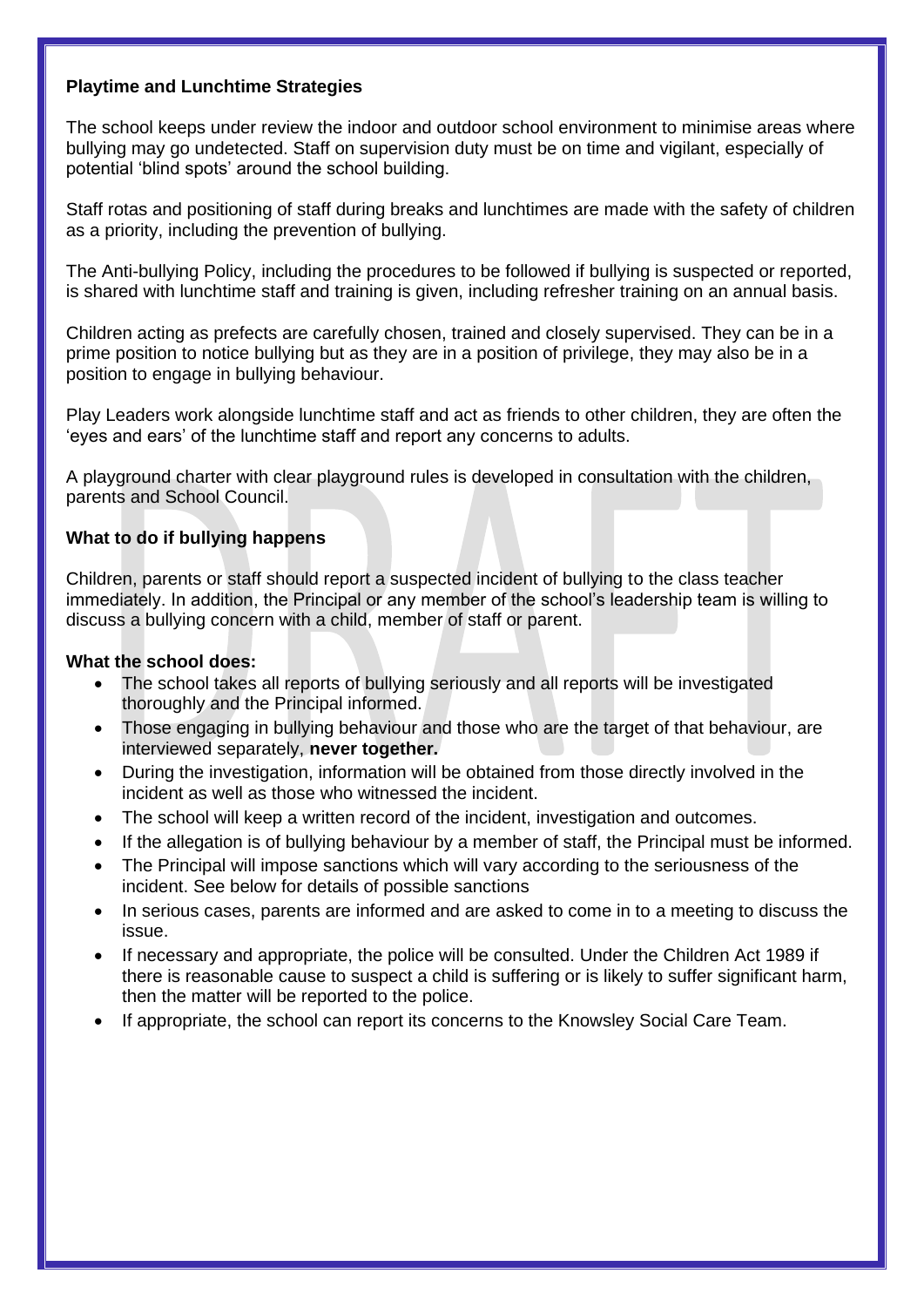**Playtime and Lunchtime Strategies**

The school keeps under review the indoor and outdoor school environment to minimise areas where bullying may go undetected. Staff on supervision duty must be on time and vigilant, especially of potential 'blind spots' around the school building.

Staff rotas and positioning of staff during breaks and lunchtimes are made with the safety of children as a priority, including the prevention of bullying.

The Anti-bullying Policy, including the procedures to be followed if bullying is suspected or reported, is shared with lunchtime staff and training is given, including refresher training on an annual basis.

Children acting as prefects are carefully chosen, trained and closely supervised. They can be in a prime position to notice bullying but as they are in a position of privilege, they may also be in a position to engage in bullying behaviour.

Play Leaders work alongside lunchtime staff and act as friends to other children, they are often the 'eyes and ears' of the lunchtime staff and report any concerns to adults.

A playground charter with clear playground rules is developed in consultation with the children, parents and School Council.

**What to do if bullying happens**

Children, parents or staff should report a suspected incident of bullying to the class teacher immediately. In addition, the Principal or any member of the school's leadership team is willing to discuss a bullying concern with a child, member of staff or parent.

**What the school does:**

- The school takes all reports of bullying seriously and all reports will be investigated thoroughly and the Principal informed.
- Those engaging in bullying behaviour and those who are the target of that behaviour, are interviewed separately, **never together.**
- During the investigation, information will be obtained from those directly involved in the incident as well as those who witnessed the incident.
- The school will keep a written record of the incident, investigation and outcomes.
- If the allegation is of bullying behaviour by a member of staff, the Principal must be informed.
- The Principal will impose sanctions which will vary according to the seriousness of the incident. See below for details of possible sanctions
- In serious cases, parents are informed and are asked to come in to a meeting to discuss the issue.
- If necessary and appropriate, the police will be consulted. Under the Children Act 1989 if there is reasonable cause to suspect a child is suffering or is likely to suffer significant harm, then the matter will be reported to the police.
- If appropriate, the school can report its concerns to the Knowsley Social Care Team.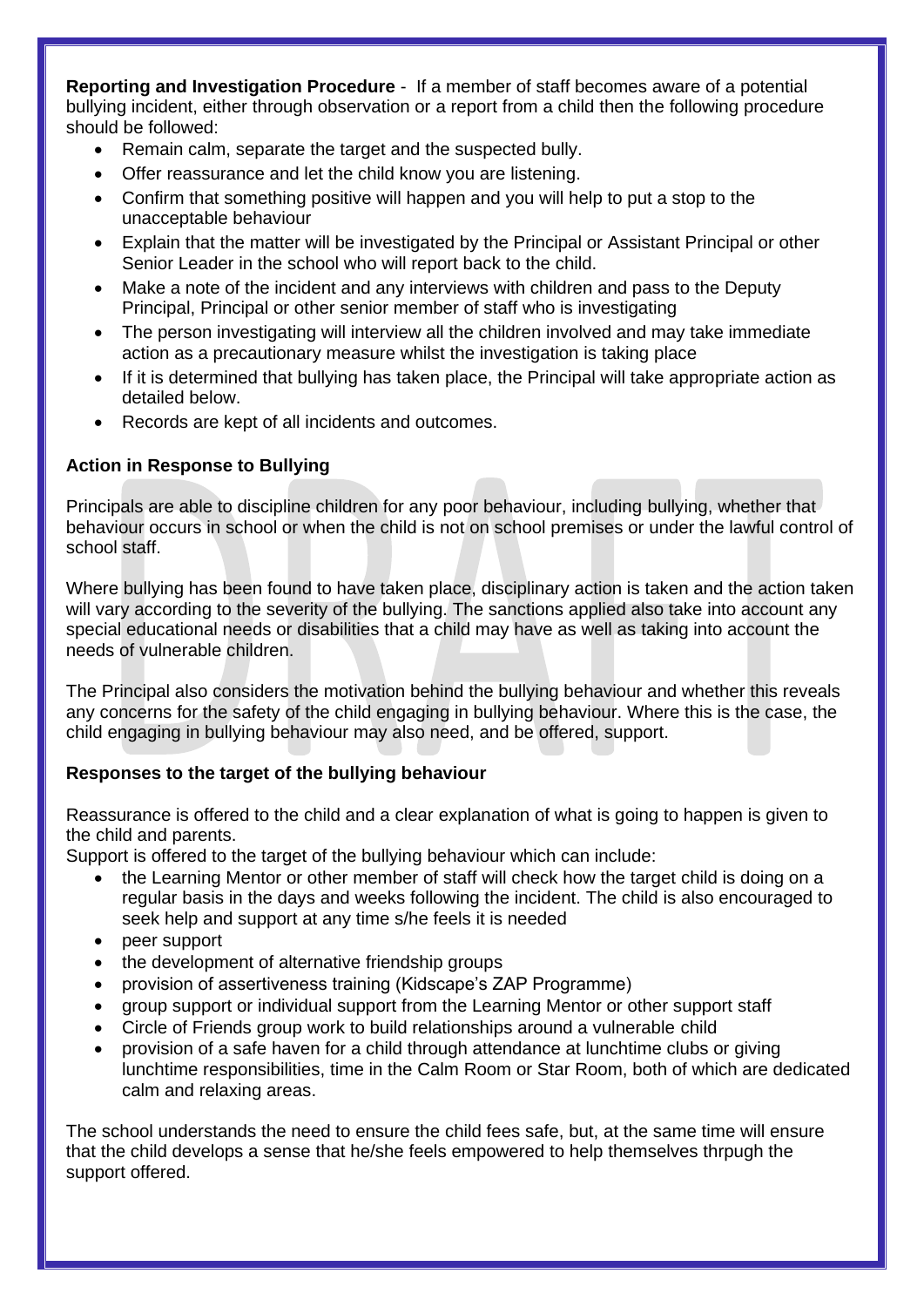**Reporting and Investigation Procedure** - If a member of staff becomes aware of a potential bullying incident, either through observation or a report from a child then the following procedure should be followed:

- Remain calm, separate the target and the suspected bully.
- Offer reassurance and let the child know you are listening.
- Confirm that something positive will happen and you will help to put a stop to the unacceptable behaviour
- Explain that the matter will be investigated by the Principal or Assistant Principal or other Senior Leader in the school who will report back to the child.
- Make a note of the incident and any interviews with children and pass to the Deputy Principal, Principal or other senior member of staff who is investigating
- The person investigating will interview all the children involved and may take immediate action as a precautionary measure whilst the investigation is taking place
- If it is determined that bullying has taken place, the Principal will take appropriate action as detailed below.
- Records are kept of all incidents and outcomes.

**Action in Response to Bullying**

Principals are able to discipline children for any poor behaviour, including bullying, whether that behaviour occurs in school or when the child is not on school premises or under the lawful control of school staff.

Where bullying has been found to have taken place, disciplinary action is taken and the action taken will vary according to the severity of the bullying. The sanctions applied also take into account any special educational needs or disabilities that a child may have as well as taking into account the needs of vulnerable children.

The Principal also considers the motivation behind the bullying behaviour and whether this reveals any concerns for the safety of the child engaging in bullying behaviour. Where this is the case, the child engaging in bullying behaviour may also need, and be offered, support.

**Responses to the target of the bullying behaviour**

Reassurance is offered to the child and a clear explanation of what is going to happen is given to the child and parents.

Support is offered to the target of the bullying behaviour which can include:

- the Learning Mentor or other member of staff will check how the target child is doing on a regular basis in the days and weeks following the incident. The child is also encouraged to seek help and support at any time s/he feels it is needed
- peer support
- the development of alternative friendship groups
- provision of assertiveness training (Kidscape's ZAP Programme)
- group support or individual support from the Learning Mentor or other support staff
- Circle of Friends group work to build relationships around a vulnerable child
- provision of a safe haven for a child through attendance at lunchtime clubs or giving lunchtime responsibilities, time in the Calm Room or Star Room, both of which are dedicated calm and relaxing areas.

The school understands the need to ensure the child fees safe, but, at the same time will ensure that the child develops a sense that he/she feels empowered to help themselves thrpugh the support offered.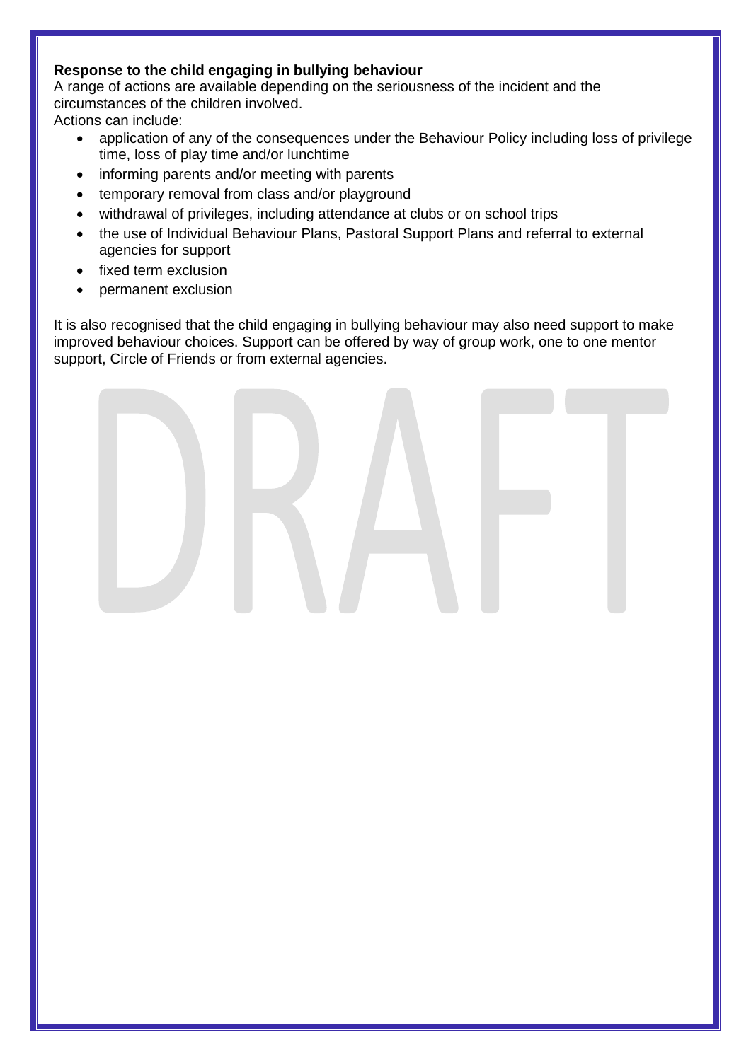**Response to the child engaging in bullying behaviour**

A range of actions are available depending on the seriousness of the incident and the circumstances of the children involved.

Actions can include:

- application of any of the consequences under the Behaviour Policy including loss of privilege time, loss of play time and/or lunchtime
- informing parents and/or meeting with parents
- temporary removal from class and/or playground
- withdrawal of privileges, including attendance at clubs or on school trips
- the use of Individual Behaviour Plans, Pastoral Support Plans and referral to external agencies for support
- fixed term exclusion
- permanent exclusion

It is also recognised that the child engaging in bullying behaviour may also need support to make improved behaviour choices. Support can be offered by way of group work, one to one mentor support, Circle of Friends or from external agencies.